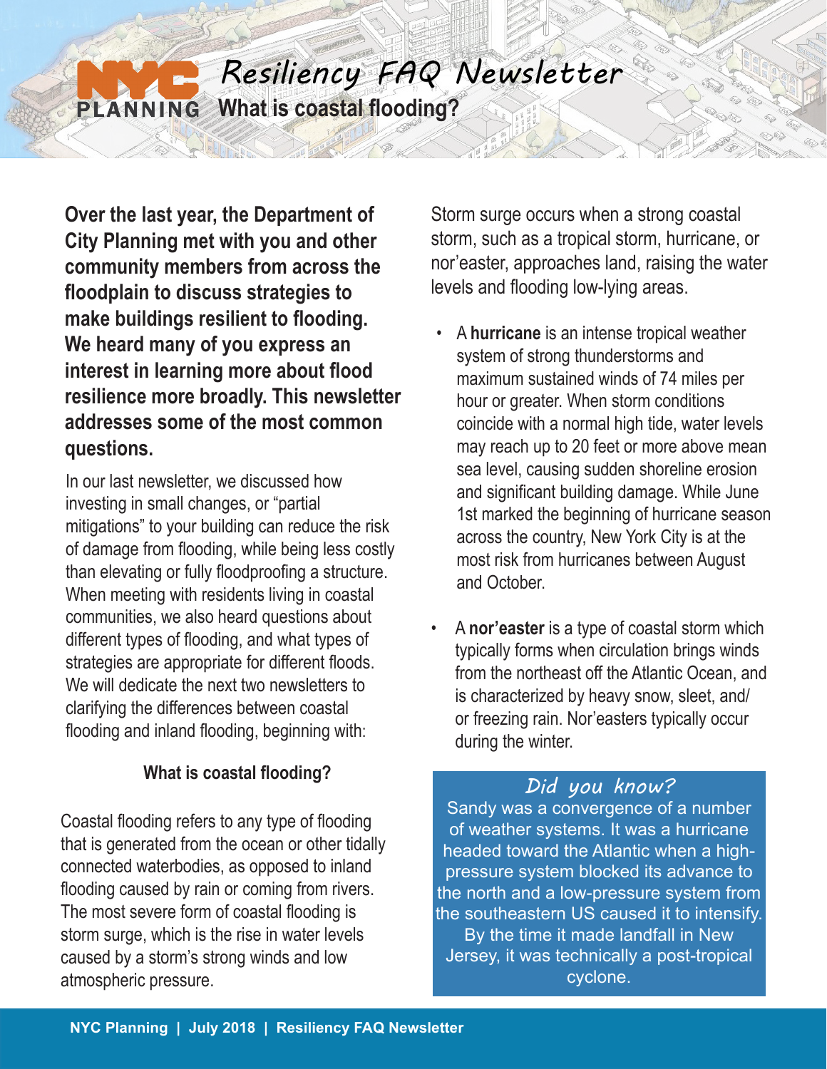# Resiliency FAQ Newsletter

## What is coastal flooding?

**Over the last year, the Department of City Planning met with you and other community members from across the floodplain to discuss strategies to make buildings resilient to flooding. We heard many of you express an interest in learning more about flood resilience more broadly. This newsletter addresses some of the most common questions.**

In our last newsletter, we discussed how investing in small changes, or "partial mitigations" to your building can reduce the risk of damage from flooding, while being less costly than elevating or fully floodproofing a structure. When meeting with residents living in coastal communities, we also heard questions about different types of flooding, and what types of strategies are appropriate for different floods. We will dedicate the next two newsletters to clarifying the differences between coastal flooding and inland flooding, beginning with:

### What is coastal flooding?

Coastal flooding refers to any type of flooding that is generated from the ocean or other tidally connected waterbodies, as opposed to inland flooding caused by rain or coming from rivers. The most severe form of coastal flooding is storm surge, which is the rise in water levels caused by a storm's strong winds and low atmospheric pressure.

Storm surge occurs when a strong coastal storm, such as a tropical storm, hurricane, or nor'easter, approaches land, raising the water levels and flooding low-lying areas.

- A **hurricane** is an intense tropical weather system of strong thunderstorms and maximum sustained winds of 74 miles per hour or greater. When storm conditions coincide with a normal high tide, water levels may reach up to 20 feet or more above mean sea level, causing sudden shoreline erosion and significant building damage. While June 1st marked the beginning of hurricane season across the country, New York City is at the most risk from hurricanes between August and October.
- A **nor'easter** is a type of coastal storm which typically forms when circulation brings winds from the northeast off the Atlantic Ocean, and is characterized by heavy snow, sleet, and/or freezing rain. Nor'easters typically occur during the winter.

*Did you know?*

Sandy was a convergence of a number of weather systems. It was a hurricane headed toward the Atlantic when a high-pressure system blocked its advance to the north and a low-pressure system from the southeastern US caused it to intensify. By the time it made landfall in New Jersey, it was technically a post-tropical cyclone.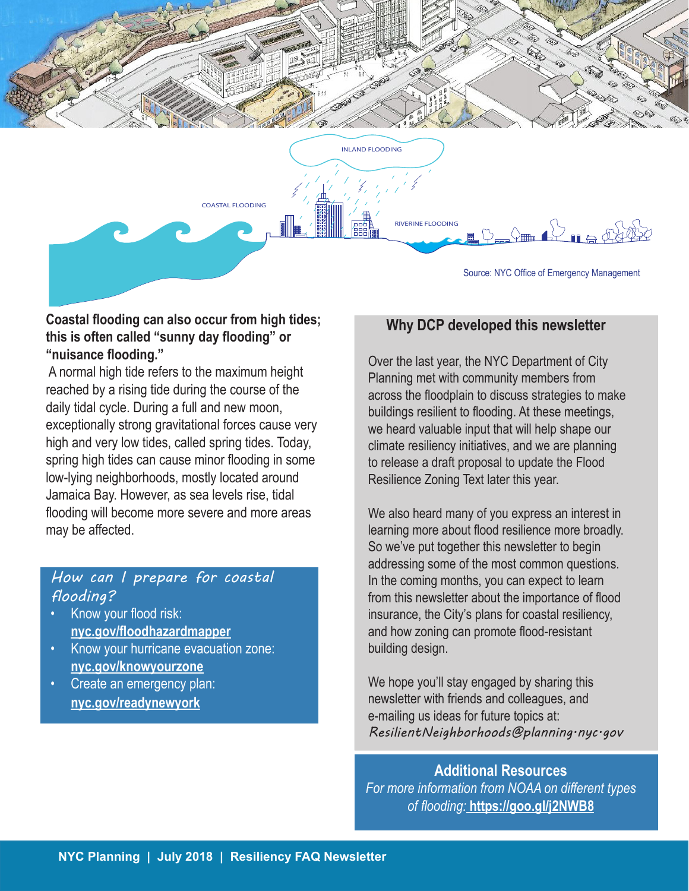INLAND FLOODING

COASTAL FLOODING

RIVERINE FLOODING

Source: NYC Office of Emergency Management

**Coastal flooding can also occur from high tides; this is often called "sunny day flooding" or "nuisance flooding."**

A normal high tide refers to the maximum height reached by a rising tide during the course of the daily tidal cycle. During a full and new moon, exceptionally strong gravitational forces cause very high and very low tides, called spring tides. Today, spring high tides can cause minor flooding in some low-lying neighborhoods, mostly located around Jamaica Bay. However, as sea levels rise, tidal flooding will become more severe and more areas may be affected.

### *How can I prepare for coastal flooding?*

- Know your flood risk: **nyc.gov/floodhazardmapper**
- Know your hurricane evacuation zone: **nyc.gov/knowyourzone**
- Create an emergency plan: **nyc.gov/readynewyork**

## Why DCP developed this newsletter

Over the last year, the NYC Department of City Planning met with community members from across the floodplain to discuss strategies to make buildings resilient to flooding. At these meetings, we heard valuable input that will help shape our climate resiliency initiatives, and we are planning to release a draft proposal to update the Flood Resilience Zoning Text later this year.

We also heard many of you express an interest in learning more about flood resilience more broadly. So we've put together this newsletter to begin addressing some of the most common questions. In the coming months, you can expect to learn from this newsletter about the importance of flood insurance, the City's plans for coastal resiliency, and how zoning can promote flood-resistant building design.

We hope you'll stay engaged by sharing this newsletter with friends and colleagues, and e-mailing us ideas for future topics at: *ResilientNeighborhoods@planning.nyc.gov*

### Additional Resources

*For more information from NOAA on different types of flooding:* **https://goo.gl/j2NWB8**

**NYC Planning | July 2018 | Resiliency FAQ Newsletter**